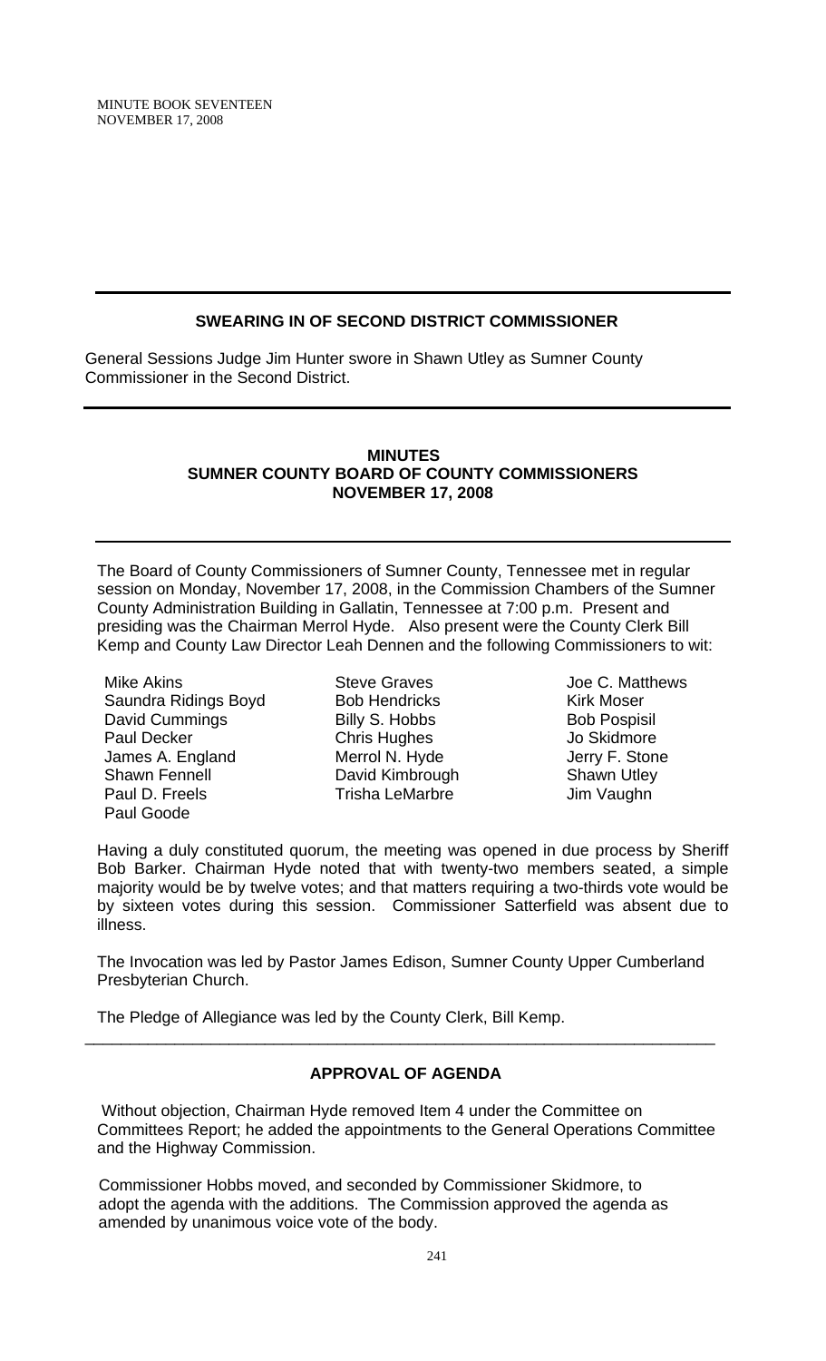## SWEARING IN OF SECOND DISTRICT COMMISSIONER

General Sessions Judge Jim Hunter swore in Shawn Utley as Sumner County Commissioner in the Second District.

## MINUTES
## SUMNER COUNTY BOARD OF COUNTY COMMISSIONERS
## NOVEMBER 17, 2008

The Board of County Commissioners of Sumner County, Tennessee met in regular session on Monday, November 17, 2008, in the Commission Chambers of the Sumner County Administration Building in Gallatin, Tennessee at 7:00 p.m. Present and presiding was the Chairman Merrol Hyde. Also present were the County Clerk Bill Kemp and County Law Director Leah Dennen and the following Commissioners to wit:

Mike Akins
Saundra Ridings Boyd
David Cummings
Paul Decker
James A. England
Shawn Fennell
Paul D. Freels
Paul Goode
Steve Graves
Bob Hendricks
Billy S. Hobbs
Chris Hughes
Merrol N. Hyde
David Kimbrough
Trisha LeMarbre
Joe C. Matthews
Kirk Moser
Bob Pospisil
Jo Skidmore
Jerry F. Stone
Shawn Utley
Jim Vaughn

Having a duly constituted quorum, the meeting was opened in due process by Sheriff Bob Barker. Chairman Hyde noted that with twenty-two members seated, a simple majority would be by twelve votes; and that matters requiring a two-thirds vote would be by sixteen votes during this session. Commissioner Satterfield was absent due to illness.

The Invocation was led by Pastor James Edison, Sumner County Upper Cumberland Presbyterian Church.

The Pledge of Allegiance was led by the County Clerk, Bill Kemp.

---

## APPROVAL OF AGENDA

Without objection, Chairman Hyde removed Item 4 under the Committee on Committees Report; he added the appointments to the General Operations Committee and the Highway Commission.

Commissioner Hobbs moved, and seconded by Commissioner Skidmore, to adopt the agenda with the additions. The Commission approved the agenda as amended by unanimous voice vote of the body.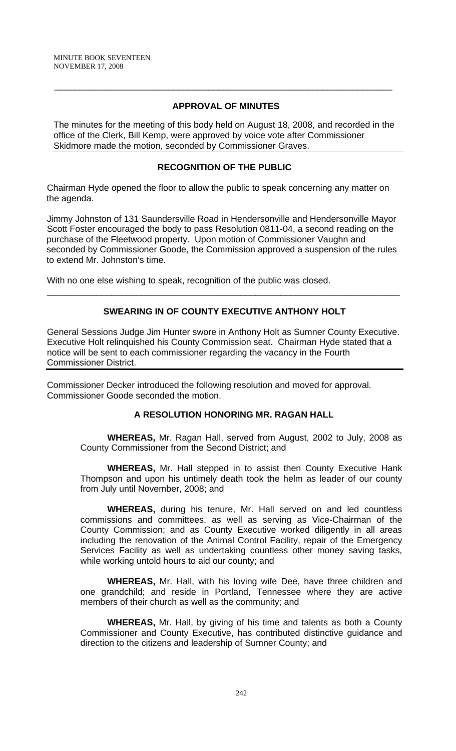## APPROVAL OF MINUTES

The minutes for the meeting of this body held on August 18, 2008, and recorded in the office of the Clerk, Bill Kemp, were approved by voice vote after Commissioner Skidmore made the motion, seconded by Commissioner Graves.

## RECOGNITION OF THE PUBLIC

Chairman Hyde opened the floor to allow the public to speak concerning any matter on the agenda.

Jimmy Johnston of 131 Saundersville Road in Hendersonville and Hendersonville Mayor Scott Foster encouraged the body to pass Resolution 0811-04, a second reading on the purchase of the Fleetwood property. Upon motion of Commissioner Vaughn and seconded by Commissioner Goode, the Commission approved a suspension of the rules to extend Mr. Johnston's time.

With no one else wishing to speak, recognition of the public was closed.

## SWEARING IN OF COUNTY EXECUTIVE ANTHONY HOLT

General Sessions Judge Jim Hunter swore in Anthony Holt as Sumner County Executive. Executive Holt relinquished his County Commission seat. Chairman Hyde stated that a notice will be sent to each commissioner regarding the vacancy in the Fourth Commissioner District.

Commissioner Decker introduced the following resolution and moved for approval. Commissioner Goode seconded the motion.

## A RESOLUTION HONORING MR. RAGAN HALL

**WHEREAS,** Mr. Ragan Hall, served from August, 2002 to July, 2008 as County Commissioner from the Second District; and

**WHEREAS,** Mr. Hall stepped in to assist then County Executive Hank Thompson and upon his untimely death took the helm as leader of our county from July until November, 2008; and

**WHEREAS,** during his tenure, Mr. Hall served on and led countless commissions and committees, as well as serving as Vice-Chairman of the County Commission; and as County Executive worked diligently in all areas including the renovation of the Animal Control Facility, repair of the Emergency Services Facility as well as undertaking countless other money saving tasks, while working untold hours to aid our county; and

**WHEREAS,** Mr. Hall, with his loving wife Dee, have three children and one grandchild; and reside in Portland, Tennessee where they are active members of their church as well as the community; and

**WHEREAS,** Mr. Hall, by giving of his time and talents as both a County Commissioner and County Executive, has contributed distinctive guidance and direction to the citizens and leadership of Sumner County; and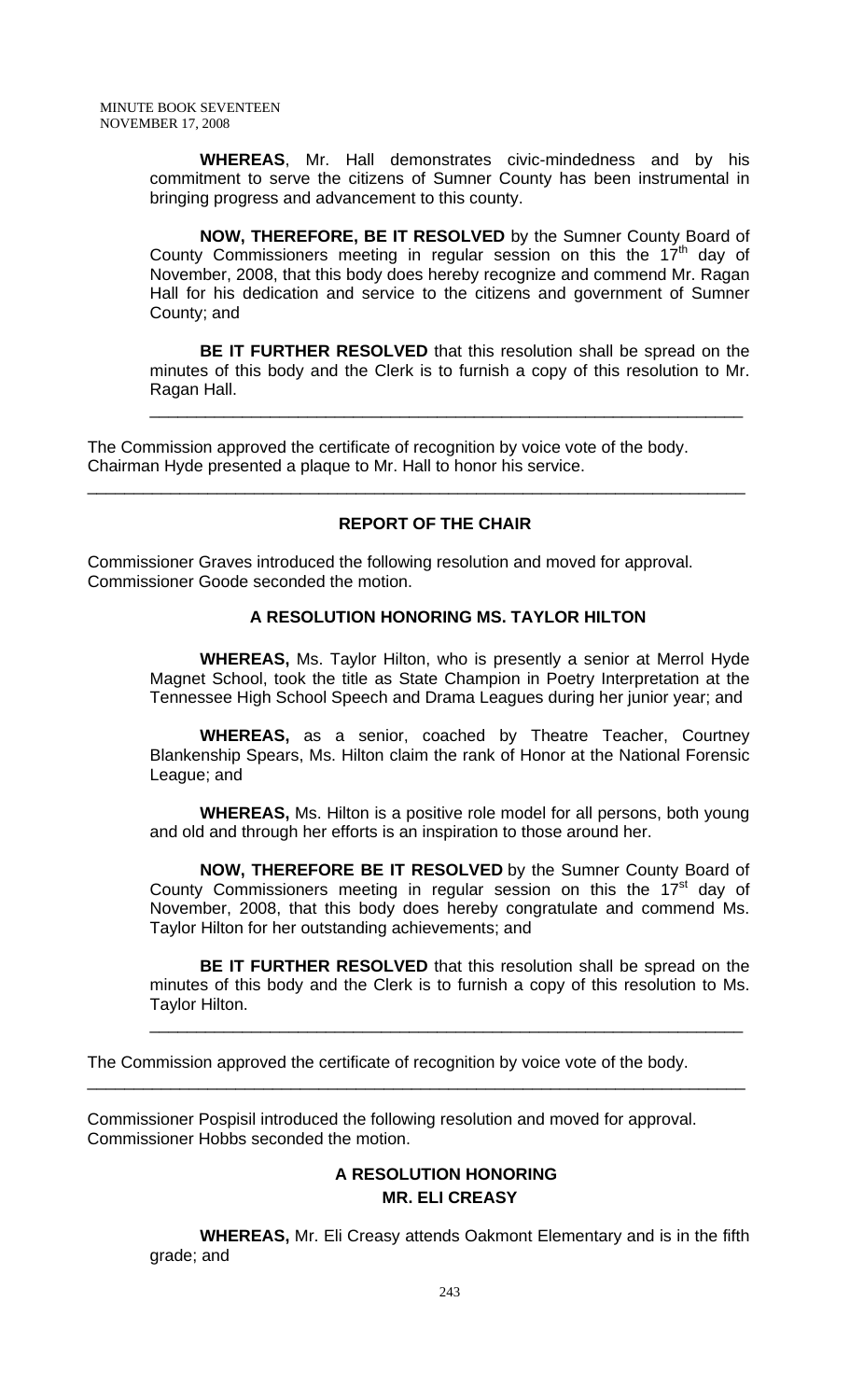**WHEREAS**, Mr. Hall demonstrates civic-mindedness and by his commitment to serve the citizens of Sumner County has been instrumental in bringing progress and advancement to this county.

**NOW, THEREFORE, BE IT RESOLVED** by the Sumner County Board of County Commissioners meeting in regular session on this the 17th day of November, 2008, that this body does hereby recognize and commend Mr. Ragan Hall for his dedication and service to the citizens and government of Sumner County; and

**BE IT FURTHER RESOLVED** that this resolution shall be spread on the minutes of this body and the Clerk is to furnish a copy of this resolution to Mr. Ragan Hall.

---

The Commission approved the certificate of recognition by voice vote of the body. Chairman Hyde presented a plaque to Mr. Hall to honor his service.

---

## REPORT OF THE CHAIR

Commissioner Graves introduced the following resolution and moved for approval. Commissioner Goode seconded the motion.

### A RESOLUTION HONORING MS. TAYLOR HILTON

**WHEREAS,** Ms. Taylor Hilton, who is presently a senior at Merrol Hyde Magnet School, took the title as State Champion in Poetry Interpretation at the Tennessee High School Speech and Drama Leagues during her junior year; and

**WHEREAS,** as a senior, coached by Theatre Teacher, Courtney Blankenship Spears, Ms. Hilton claim the rank of Honor at the National Forensic League; and

**WHEREAS,** Ms. Hilton is a positive role model for all persons, both young and old and through her efforts is an inspiration to those around her.

**NOW, THEREFORE BE IT RESOLVED** by the Sumner County Board of County Commissioners meeting in regular session on this the 17st day of November, 2008, that this body does hereby congratulate and commend Ms. Taylor Hilton for her outstanding achievements; and

**BE IT FURTHER RESOLVED** that this resolution shall be spread on the minutes of this body and the Clerk is to furnish a copy of this resolution to Ms. Taylor Hilton.

---

The Commission approved the certificate of recognition by voice vote of the body.

---

Commissioner Pospisil introduced the following resolution and moved for approval. Commissioner Hobbs seconded the motion.

### A RESOLUTION HONORING MR. ELI CREASY

**WHEREAS,** Mr. Eli Creasy attends Oakmont Elementary and is in the fifth grade; and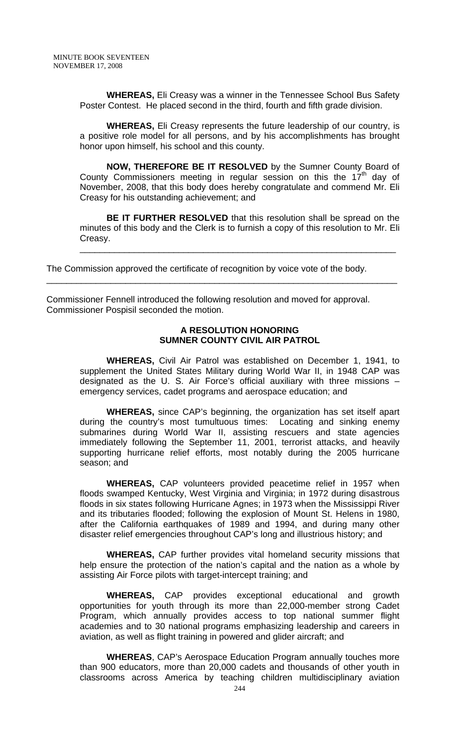**WHEREAS,** Eli Creasy was a winner in the Tennessee School Bus Safety Poster Contest. He placed second in the third, fourth and fifth grade division.

**WHEREAS,** Eli Creasy represents the future leadership of our country, is a positive role model for all persons, and by his accomplishments has brought honor upon himself, his school and this county.

**NOW, THEREFORE BE IT RESOLVED** by the Sumner County Board of County Commissioners meeting in regular session on this the 17th day of November, 2008, that this body does hereby congratulate and commend Mr. Eli Creasy for his outstanding achievement; and

**BE IT FURTHER RESOLVED** that this resolution shall be spread on the minutes of this body and the Clerk is to furnish a copy of this resolution to Mr. Eli Creasy.

---

The Commission approved the certificate of recognition by voice vote of the body.

---

Commissioner Fennell introduced the following resolution and moved for approval. Commissioner Pospisil seconded the motion.

**A RESOLUTION HONORING**
**SUMNER COUNTY CIVIL AIR PATROL**

**WHEREAS,** Civil Air Patrol was established on December 1, 1941, to supplement the United States Military during World War II, in 1948 CAP was designated as the U. S. Air Force's official auxiliary with three missions – emergency services, cadet programs and aerospace education; and

**WHEREAS,** since CAP's beginning, the organization has set itself apart during the country's most tumultuous times: Locating and sinking enemy submarines during World War II, assisting rescuers and state agencies immediately following the September 11, 2001, terrorist attacks, and heavily supporting hurricane relief efforts, most notably during the 2005 hurricane season; and

**WHEREAS,** CAP volunteers provided peacetime relief in 1957 when floods swamped Kentucky, West Virginia and Virginia; in 1972 during disastrous floods in six states following Hurricane Agnes; in 1973 when the Mississippi River and its tributaries flooded; following the explosion of Mount St. Helens in 1980, after the California earthquakes of 1989 and 1994, and during many other disaster relief emergencies throughout CAP's long and illustrious history; and

**WHEREAS,** CAP further provides vital homeland security missions that help ensure the protection of the nation's capital and the nation as a whole by assisting Air Force pilots with target-intercept training; and

**WHEREAS,** CAP provides exceptional educational and growth opportunities for youth through its more than 22,000-member strong Cadet Program, which annually provides access to top national summer flight academies and to 30 national programs emphasizing leadership and careers in aviation, as well as flight training in powered and glider aircraft; and

**WHEREAS**, CAP's Aerospace Education Program annually touches more than 900 educators, more than 20,000 cadets and thousands of other youth in classrooms across America by teaching children multidisciplinary aviation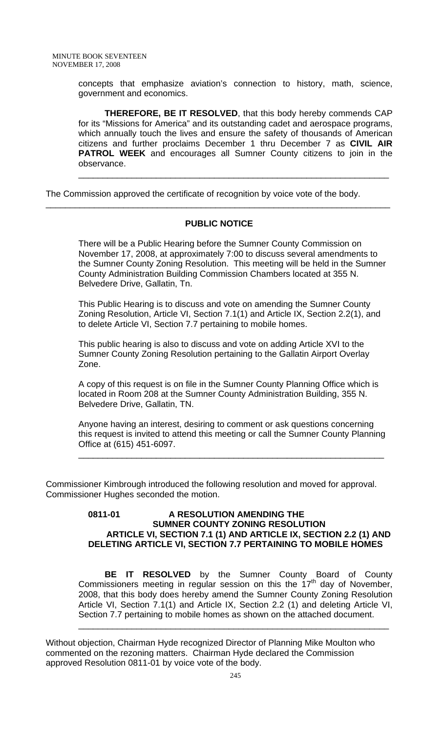concepts that emphasize aviation's connection to history, math, science, government and economics.

**THEREFORE, BE IT RESOLVED**, that this body hereby commends CAP for its "Missions for America" and its outstanding cadet and aerospace programs, which annually touch the lives and ensure the safety of thousands of American citizens and further proclaims December 1 thru December 7 as **CIVIL AIR PATROL WEEK** and encourages all Sumner County citizens to join in the observance.

---

The Commission approved the certificate of recognition by voice vote of the body.

---

**PUBLIC NOTICE**

There will be a Public Hearing before the Sumner County Commission on November 17, 2008, at approximately 7:00 to discuss several amendments to the Sumner County Zoning Resolution. This meeting will be held in the Sumner County Administration Building Commission Chambers located at 355 N. Belvedere Drive, Gallatin, Tn.

This Public Hearing is to discuss and vote on amending the Sumner County Zoning Resolution, Article VI, Section 7.1(1) and Article IX, Section 2.2(1), and to delete Article VI, Section 7.7 pertaining to mobile homes.

This public hearing is also to discuss and vote on adding Article XVI to the Sumner County Zoning Resolution pertaining to the Gallatin Airport Overlay Zone.

A copy of this request is on file in the Sumner County Planning Office which is located in Room 208 at the Sumner County Administration Building, 355 N. Belvedere Drive, Gallatin, TN.

Anyone having an interest, desiring to comment or ask questions concerning this request is invited to attend this meeting or call the Sumner County Planning Office at (615) 451-6097.

---

Commissioner Kimbrough introduced the following resolution and moved for approval. Commissioner Hughes seconded the motion.

**0811-01 A RESOLUTION AMENDING THE SUMNER COUNTY ZONING RESOLUTION ARTICLE VI, SECTION 7.1 (1) AND ARTICLE IX, SECTION 2.2 (1) AND DELETING ARTICLE VI, SECTION 7.7 PERTAINING TO MOBILE HOMES**

**BE IT RESOLVED** by the Sumner County Board of County Commissioners meeting in regular session on this the 17th day of November, 2008, that this body does hereby amend the Sumner County Zoning Resolution Article VI, Section 7.1(1) and Article IX, Section 2.2 (1) and deleting Article VI, Section 7.7 pertaining to mobile homes as shown on the attached document.

---

Without objection, Chairman Hyde recognized Director of Planning Mike Moulton who commented on the rezoning matters. Chairman Hyde declared the Commission approved Resolution 0811-01 by voice vote of the body.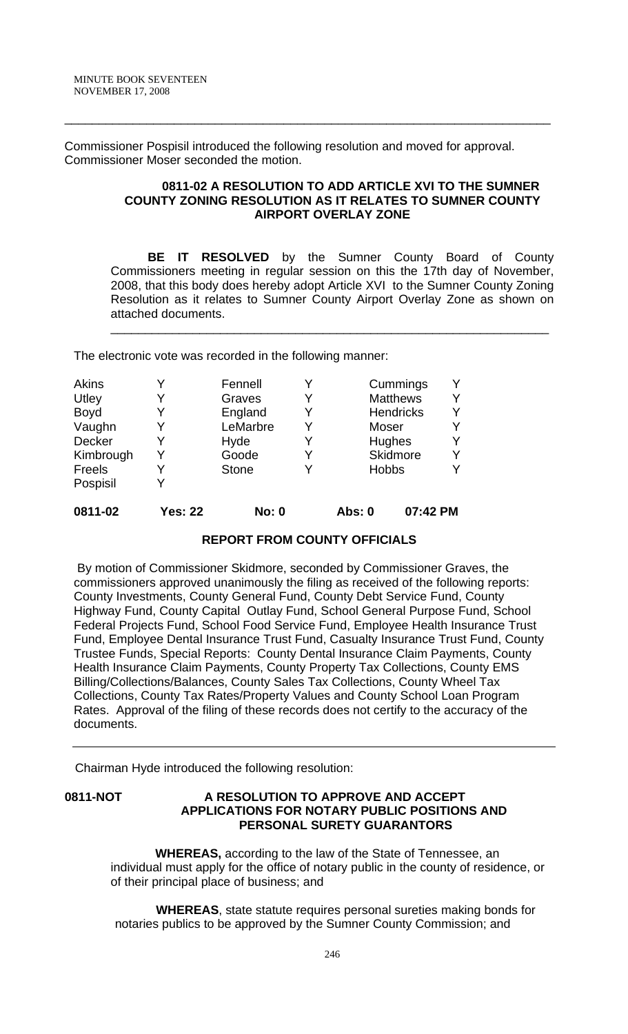Commissioner Pospisil introduced the following resolution and moved for approval. Commissioner Moser seconded the motion.

**0811-02 A RESOLUTION TO ADD ARTICLE XVI TO THE SUMNER COUNTY ZONING RESOLUTION AS IT RELATES TO SUMNER COUNTY AIRPORT OVERLAY ZONE**

**BE IT RESOLVED** by the Sumner County Board of County Commissioners meeting in regular session on this the 17th day of November, 2008, that this body does hereby adopt Article XVI to the Sumner County Zoning Resolution as it relates to Sumner County Airport Overlay Zone as shown on attached documents.

The electronic vote was recorded in the following manner:

| | | | | | |
|---|---|---|---|---|---|
| Akins | Y | Fennell | Y | Cummings | Y |
| Utley | Y | Graves | Y | Matthews | Y |
| Boyd | Y | England | Y | Hendricks | Y |
| Vaughn | Y | LeMarbre | Y | Moser | Y |
| Decker | Y | Hyde | Y | Hughes | Y |
| Kimbrough | Y | Goode | Y | Skidmore | Y |
| Freels | Y | Stone | Y | Hobbs | Y |
| Pospisil | Y | | | | |

**0811-02 Yes: 22 No: 0 Abs: 0 07:42 PM**

**REPORT FROM COUNTY OFFICIALS**

By motion of Commissioner Skidmore, seconded by Commissioner Graves, the commissioners approved unanimously the filing as received of the following reports: County Investments, County General Fund, County Debt Service Fund, County Highway Fund, County Capital Outlay Fund, School General Purpose Fund, School Federal Projects Fund, School Food Service Fund, Employee Health Insurance Trust Fund, Employee Dental Insurance Trust Fund, Casualty Insurance Trust Fund, County Trustee Funds, Special Reports: County Dental Insurance Claim Payments, County Health Insurance Claim Payments, County Property Tax Collections, County EMS Billing/Collections/Balances, County Sales Tax Collections, County Wheel Tax Collections, County Tax Rates/Property Values and County School Loan Program Rates. Approval of the filing of these records does not certify to the accuracy of the documents.

---

Chairman Hyde introduced the following resolution:

**0811-NOT A RESOLUTION TO APPROVE AND ACCEPT APPLICATIONS FOR NOTARY PUBLIC POSITIONS AND PERSONAL SURETY GUARANTORS**

**WHEREAS,** according to the law of the State of Tennessee, an individual must apply for the office of notary public in the county of residence, or of their principal place of business; and

**WHEREAS**, state statute requires personal sureties making bonds for notaries publics to be approved by the Sumner County Commission; and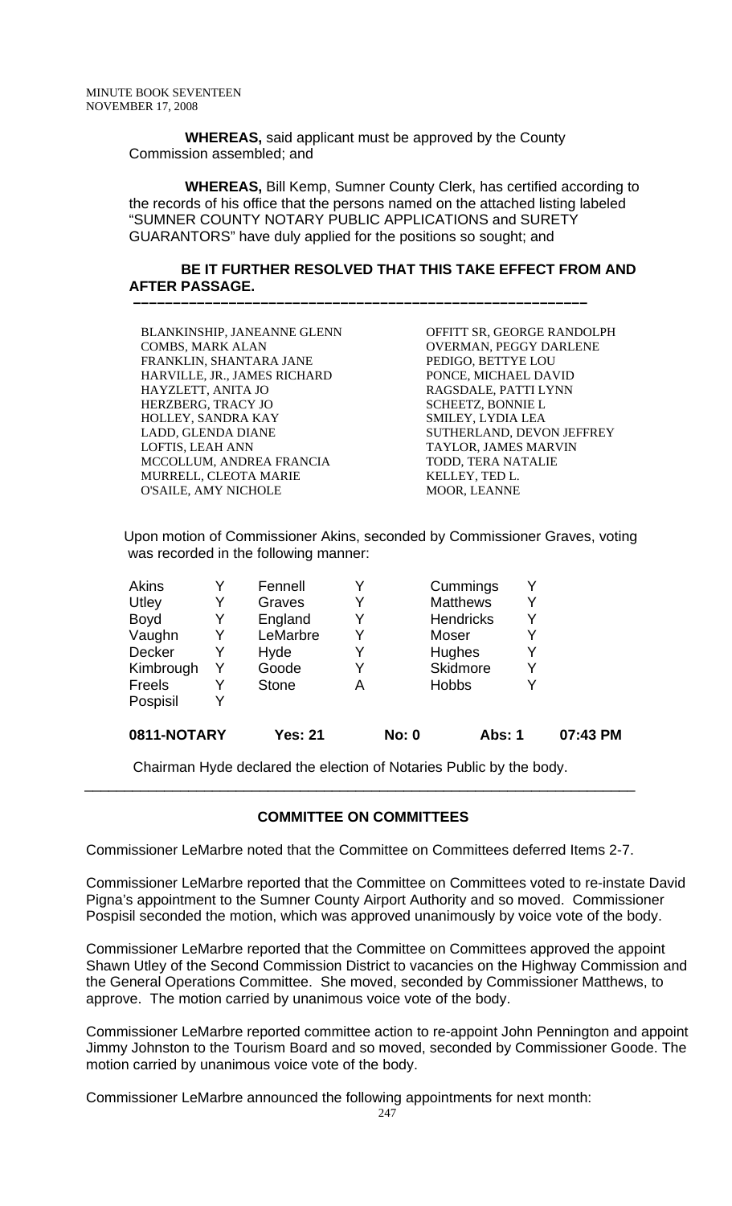**WHEREAS,** said applicant must be approved by the County Commission assembled; and

**WHEREAS,** Bill Kemp, Sumner County Clerk, has certified according to the records of his office that the persons named on the attached listing labeled "SUMNER COUNTY NOTARY PUBLIC APPLICATIONS and SURETY GUARANTORS" have duly applied for the positions so sought; and

**BE IT FURTHER RESOLVED THAT THIS TAKE EFFECT FROM AND AFTER PASSAGE.**

---

| | |
|---|---|
| BLANKINSHIP, JANEANNE GLENN | OFFITT SR, GEORGE RANDOLPH |
| COMBS, MARK ALAN | OVERMAN, PEGGY DARLENE |
| FRANKLIN, SHANTARA JANE | PEDIGO, BETTYE LOU |
| HARVILLE, JR., JAMES RICHARD | PONCE, MICHAEL DAVID |
| HAYZLETT, ANITA JO | RAGSDALE, PATTI LYNN |
| HERZBERG, TRACY JO | SCHEETZ, BONNIE L |
| HOLLEY, SANDRA KAY | SMILEY, LYDIA LEA |
| LADD, GLENDA DIANE | SUTHERLAND, DEVON JEFFREY |
| LOFTIS, LEAH ANN | TAYLOR, JAMES MARVIN |
| MCCOLLUM, ANDREA FRANCIA | TODD, TERA NATALIE |
| MURRELL, CLEOTA MARIE | KELLEY, TED L. |
| O'SAILE, AMY NICHOLE | MOOR, LEANNE |

Upon motion of Commissioner Akins, seconded by Commissioner Graves, voting was recorded in the following manner:

| | | | | | |
|---|---|---|---|---|---|
| Akins | Y | Fennell | Y | Cummings | Y |
| Utley | Y | Graves | Y | Matthews | Y |
| Boyd | Y | England | Y | Hendricks | Y |
| Vaughn | Y | LeMarbre | Y | Moser | Y |
| Decker | Y | Hyde | Y | Hughes | Y |
| Kimbrough | Y | Goode | Y | Skidmore | Y |
| Freels | Y | Stone | A | Hobbs | Y |
| Pospisil | Y | | | | |

**0811-NOTARY    Yes: 21    No: 0    Abs: 1    07:43 PM**

Chairman Hyde declared the election of Notaries Public by the body.

---

**COMMITTEE ON COMMITTEES**

Commissioner LeMarbre noted that the Committee on Committees deferred Items 2-7.

Commissioner LeMarbre reported that the Committee on Committees voted to re-instate David Pigna's appointment to the Sumner County Airport Authority and so moved. Commissioner Pospisil seconded the motion, which was approved unanimously by voice vote of the body.

Commissioner LeMarbre reported that the Committee on Committees approved the appoint Shawn Utley of the Second Commission District to vacancies on the Highway Commission and the General Operations Committee. She moved, seconded by Commissioner Matthews, to approve. The motion carried by unanimous voice vote of the body.

Commissioner LeMarbre reported committee action to re-appoint John Pennington and appoint Jimmy Johnston to the Tourism Board and so moved, seconded by Commissioner Goode. The motion carried by unanimous voice vote of the body.

Commissioner LeMarbre announced the following appointments for next month: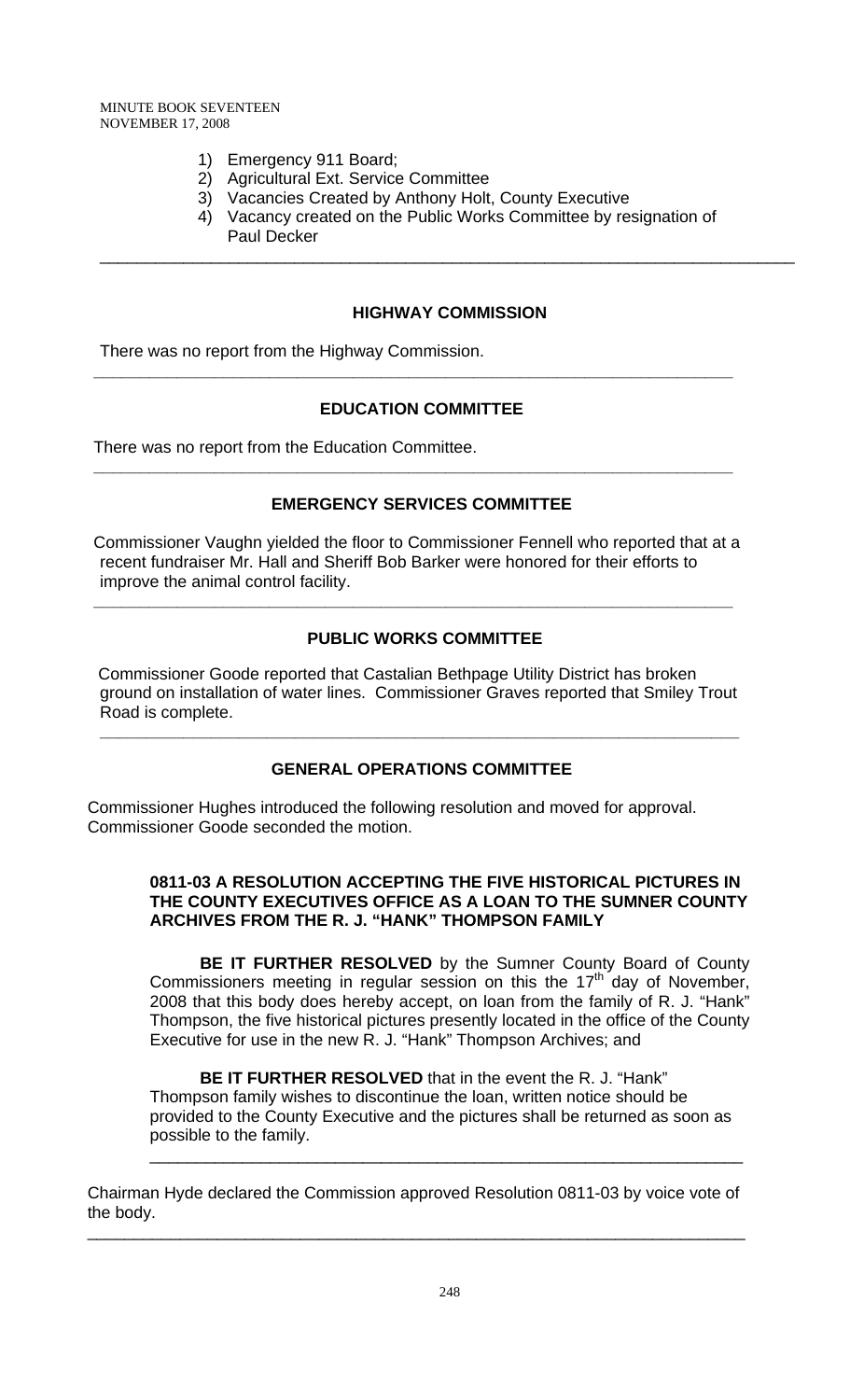1) Emergency 911 Board;
2) Agricultural Ext. Service Committee
3) Vacancies Created by Anthony Holt, County Executive
4) Vacancy created on the Public Works Committee by resignation of Paul Decker

---

## HIGHWAY COMMISSION

There was no report from the Highway Commission.

---

## EDUCATION COMMITTEE

There was no report from the Education Committee.

---

## EMERGENCY SERVICES COMMITTEE

Commissioner Vaughn yielded the floor to Commissioner Fennell who reported that at a recent fundraiser Mr. Hall and Sheriff Bob Barker were honored for their efforts to improve the animal control facility.

---

## PUBLIC WORKS COMMITTEE

Commissioner Goode reported that Castalian Bethpage Utility District has broken ground on installation of water lines. Commissioner Graves reported that Smiley Trout Road is complete.

---

## GENERAL OPERATIONS COMMITTEE

Commissioner Hughes introduced the following resolution and moved for approval. Commissioner Goode seconded the motion.

**0811-03 A RESOLUTION ACCEPTING THE FIVE HISTORICAL PICTURES IN THE COUNTY EXECUTIVES OFFICE AS A LOAN TO THE SUMNER COUNTY ARCHIVES FROM THE R. J. "HANK" THOMPSON FAMILY**

**BE IT FURTHER RESOLVED** by the Sumner County Board of County Commissioners meeting in regular session on this the 17th day of November, 2008 that this body does hereby accept, on loan from the family of R. J. "Hank" Thompson, the five historical pictures presently located in the office of the County Executive for use in the new R. J. "Hank" Thompson Archives; and

**BE IT FURTHER RESOLVED** that in the event the R. J. "Hank" Thompson family wishes to discontinue the loan, written notice should be provided to the County Executive and the pictures shall be returned as soon as possible to the family.

---

Chairman Hyde declared the Commission approved Resolution 0811-03 by voice vote of the body.

---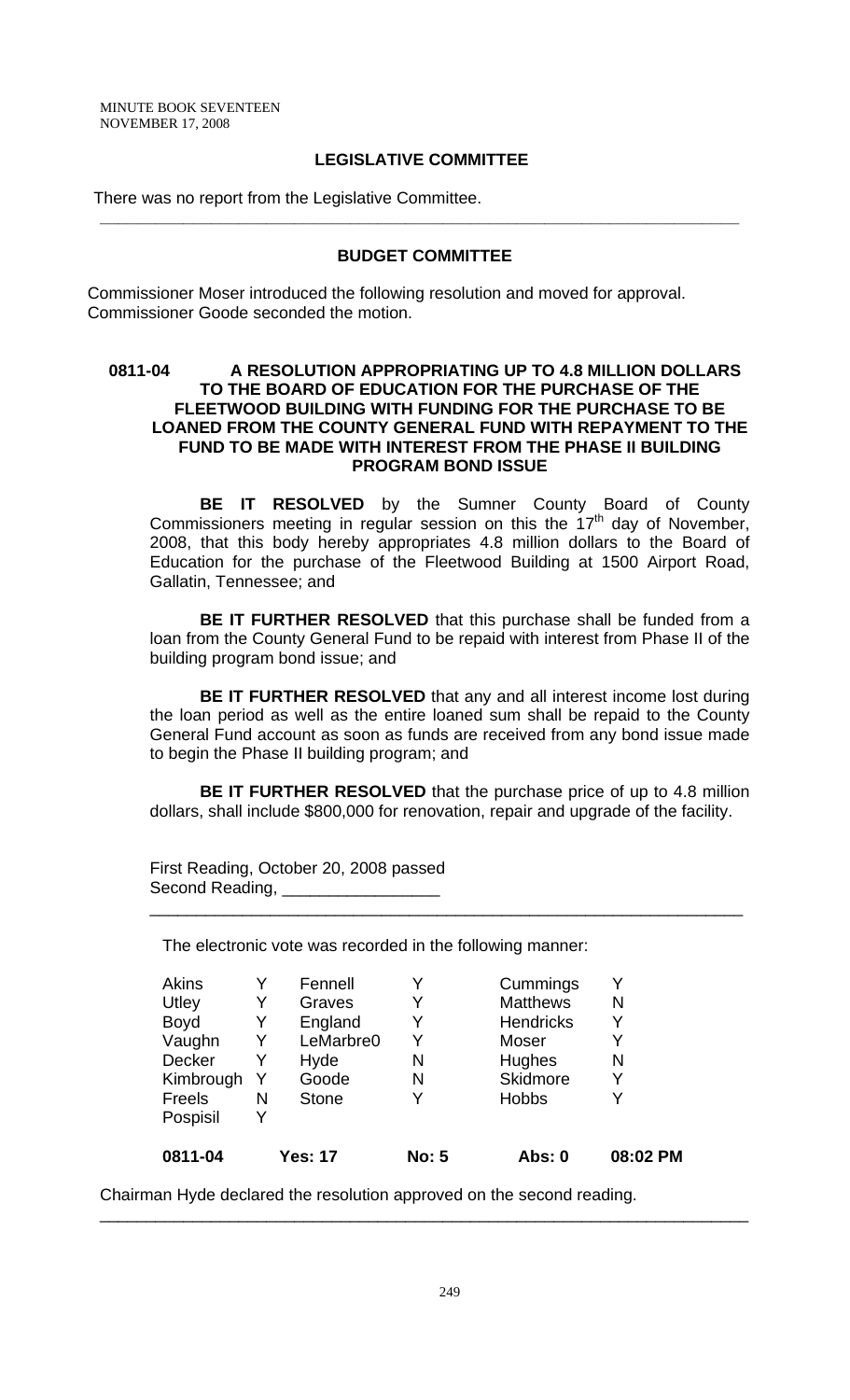MINUTE BOOK SEVENTEEN
NOVEMBER 17, 2008

## LEGISLATIVE COMMITTEE

There was no report from the Legislative Committee.

---

## BUDGET COMMITTEE

Commissioner Moser introduced the following resolution and moved for approval. Commissioner Goode seconded the motion.

### 0811-04 A RESOLUTION APPROPRIATING UP TO 4.8 MILLION DOLLARS TO THE BOARD OF EDUCATION FOR THE PURCHASE OF THE FLEETWOOD BUILDING WITH FUNDING FOR THE PURCHASE TO BE LOANED FROM THE COUNTY GENERAL FUND WITH REPAYMENT TO THE FUND TO BE MADE WITH INTEREST FROM THE PHASE II BUILDING PROGRAM BOND ISSUE

**BE IT RESOLVED** by the Sumner County Board of County Commissioners meeting in regular session on this the 17th day of November, 2008, that this body hereby appropriates 4.8 million dollars to the Board of Education for the purchase of the Fleetwood Building at 1500 Airport Road, Gallatin, Tennessee; and

**BE IT FURTHER RESOLVED** that this purchase shall be funded from a loan from the County General Fund to be repaid with interest from Phase II of the building program bond issue; and

**BE IT FURTHER RESOLVED** that any and all interest income lost during the loan period as well as the entire loaned sum shall be repaid to the County General Fund account as soon as funds are received from any bond issue made to begin the Phase II building program; and

**BE IT FURTHER RESOLVED** that the purchase price of up to 4.8 million dollars, shall include $800,000 for renovation, repair and upgrade of the facility.

First Reading, October 20, 2008 passed
Second Reading, _________________

---

The electronic vote was recorded in the following manner:

| | | | | | |
|---|---|---|---|---|---|
| Akins | Y | Fennell | Y | Cummings | Y |
| Utley | Y | Graves | Y | Matthews | N |
| Boyd | Y | England | Y | Hendricks | Y |
| Vaughn | Y | LeMarbre0 | Y | Moser | Y |
| Decker | Y | Hyde | N | Hughes | N |
| Kimbrough | Y | Goode | N | Skidmore | Y |
| Freels | N | Stone | Y | Hobbs | Y |
| Pospisil | Y | | | | |
| **0811-04** | | **Yes: 17** | **No: 5** | **Abs: 0** | **08:02 PM** |

Chairman Hyde declared the resolution approved on the second reading.

---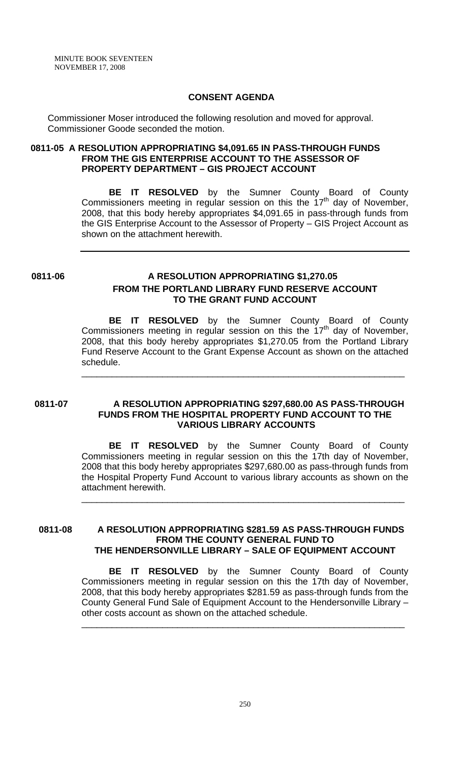## CONSENT AGENDA

Commissioner Moser introduced the following resolution and moved for approval. Commissioner Goode seconded the motion.

### 0811-05 A RESOLUTION APPROPRIATING $4,091.65 IN PASS-THROUGH FUNDS FROM THE GIS ENTERPRISE ACCOUNT TO THE ASSESSOR OF PROPERTY DEPARTMENT – GIS PROJECT ACCOUNT

**BE IT RESOLVED** by the Sumner County Board of County Commissioners meeting in regular session on this the 17th day of November, 2008, that this body hereby appropriates $4,091.65 in pass-through funds from the GIS Enterprise Account to the Assessor of Property – GIS Project Account as shown on the attachment herewith.

---

### 0811-06 A RESOLUTION APPROPRIATING $1,270.05 FROM THE PORTLAND LIBRARY FUND RESERVE ACCOUNT TO THE GRANT FUND ACCOUNT

**BE IT RESOLVED** by the Sumner County Board of County Commissioners meeting in regular session on this the 17th day of November, 2008, that this body hereby appropriates $1,270.05 from the Portland Library Fund Reserve Account to the Grant Expense Account as shown on the attached schedule.

---

### 0811-07 A RESOLUTION APPROPRIATING $297,680.00 AS PASS-THROUGH FUNDS FROM THE HOSPITAL PROPERTY FUND ACCOUNT TO THE VARIOUS LIBRARY ACCOUNTS

**BE IT RESOLVED** by the Sumner County Board of County Commissioners meeting in regular session on this the 17th day of November, 2008 that this body hereby appropriates $297,680.00 as pass-through funds from the Hospital Property Fund Account to various library accounts as shown on the attachment herewith.

---

### 0811-08 A RESOLUTION APPROPRIATING $281.59 AS PASS-THROUGH FUNDS FROM THE COUNTY GENERAL FUND TO THE HENDERSONVILLE LIBRARY – SALE OF EQUIPMENT ACCOUNT

**BE IT RESOLVED** by the Sumner County Board of County Commissioners meeting in regular session on this the 17th day of November, 2008, that this body hereby appropriates $281.59 as pass-through funds from the County General Fund Sale of Equipment Account to the Hendersonville Library – other costs account as shown on the attached schedule.

---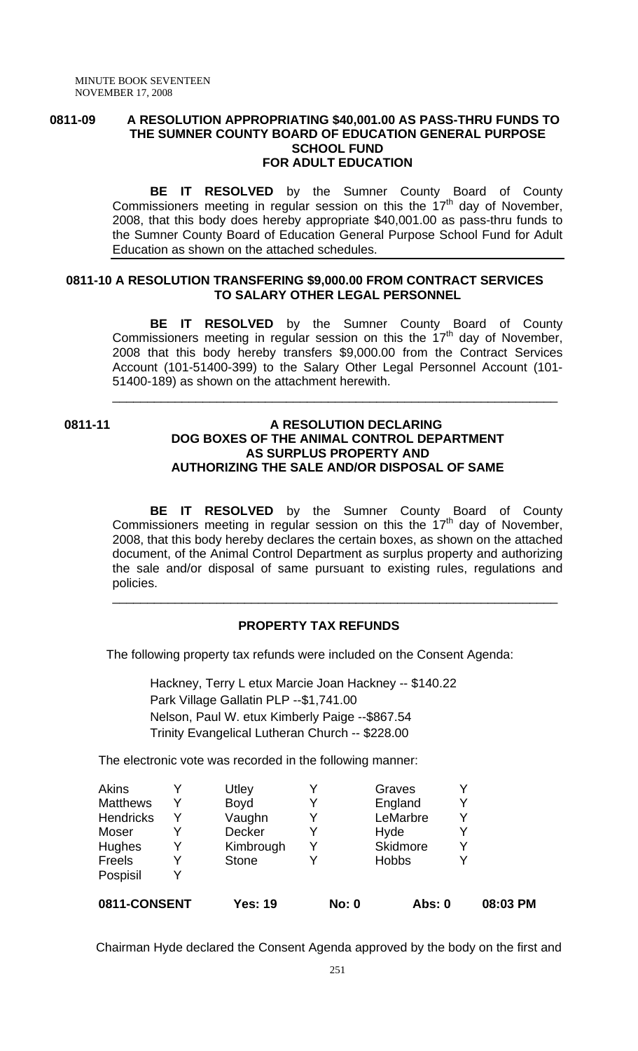**0811-09 A RESOLUTION APPROPRIATING $40,001.00 AS PASS-THRU FUNDS TO THE SUMNER COUNTY BOARD OF EDUCATION GENERAL PURPOSE SCHOOL FUND FOR ADULT EDUCATION**

**BE IT RESOLVED** by the Sumner County Board of County Commissioners meeting in regular session on this the 17th day of November, 2008, that this body does hereby appropriate $40,001.00 as pass-thru funds to the Sumner County Board of Education General Purpose School Fund for Adult Education as shown on the attached schedules.

---

**0811-10 A RESOLUTION TRANSFERING $9,000.00 FROM CONTRACT SERVICES TO SALARY OTHER LEGAL PERSONNEL**

**BE IT RESOLVED** by the Sumner County Board of County Commissioners meeting in regular session on this the 17th day of November, 2008 that this body hereby transfers $9,000.00 from the Contract Services Account (101-51400-399) to the Salary Other Legal Personnel Account (101-51400-189) as shown on the attachment herewith.

---

**0811-11 A RESOLUTION DECLARING DOG BOXES OF THE ANIMAL CONTROL DEPARTMENT AS SURPLUS PROPERTY AND AUTHORIZING THE SALE AND/OR DISPOSAL OF SAME**

**BE IT RESOLVED** by the Sumner County Board of County Commissioners meeting in regular session on this the 17th day of November, 2008, that this body hereby declares the certain boxes, as shown on the attached document, of the Animal Control Department as surplus property and authorizing the sale and/or disposal of same pursuant to existing rules, regulations and policies.

---

**PROPERTY TAX REFUNDS**

The following property tax refunds were included on the Consent Agenda:

Hackney, Terry L etux Marcie Joan Hackney -- $140.22
Park Village Gallatin PLP --$1,741.00
Nelson, Paul W. etux Kimberly Paige --$867.54
Trinity Evangelical Lutheran Church -- $228.00

The electronic vote was recorded in the following manner:

| | | | | | |
|---|---|---|---|---|---|
| Akins | Y | Utley | Y | Graves | Y |
| Matthews | Y | Boyd | Y | England | Y |
| Hendricks | Y | Vaughn | Y | LeMarbre | Y |
| Moser | Y | Decker | Y | Hyde | Y |
| Hughes | Y | Kimbrough | Y | Skidmore | Y |
| Freels | Y | Stone | Y | Hobbs | Y |
| Pospisil | Y | | | | |

**0811-CONSENT Yes: 19 No: 0 Abs: 0 08:03 PM**

Chairman Hyde declared the Consent Agenda approved by the body on the first and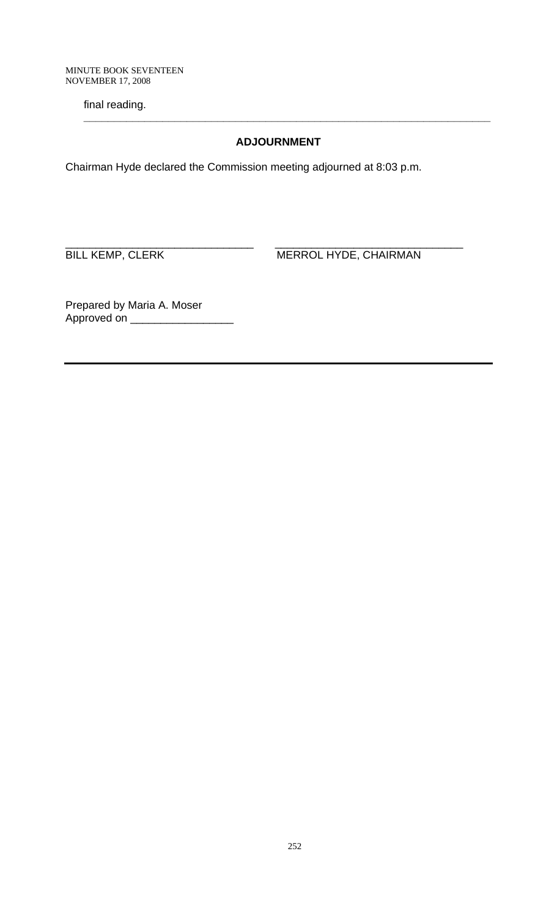final reading.

---

**ADJOURNMENT**

Chairman Hyde declared the Commission meeting adjourned at 8:03 p.m.

_______________________________ _______________________________
BILL KEMP, CLERK MERROL HYDE, CHAIRMAN

Prepared by Maria A. Moser
Approved on _________________